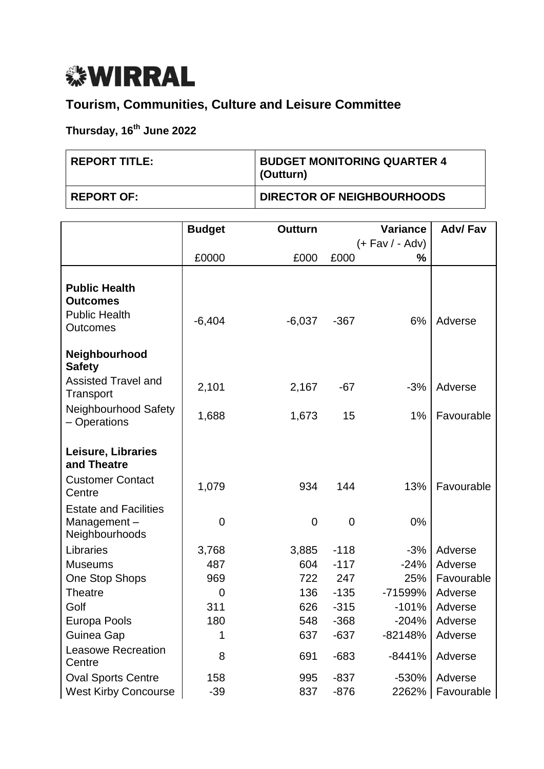# WIRRAL

## Tourism, Communities, Culture and Leisure Committee

### Thursday, 16th June 2022

| REPORT TITLE: | BUDGET MONITORING QUARTER 4 (Outturn) |
|---|---|
| REPORT OF: | DIRECTOR OF NEIGHBOURHOODS |

| | Budget | Outturn | Variance (+ Fav / - Adv) | | Adv/ Fav |
|---|---|---|---|---|---|
| | £0000 | £000 | £000 | % | |
| **Public Health Outcomes** | | | | | |
| Public Health Outcomes | -6,404 | -6,037 | -367 | 6% | Adverse |
| **Neighbourhood Safety** | | | | | |
| Assisted Travel and Transport | 2,101 | 2,167 | -67 | -3% | Adverse |
| Neighbourhood Safety – Operations | 1,688 | 1,673 | 15 | 1% | Favourable |
| **Leisure, Libraries and Theatre** | | | | | |
| Customer Contact Centre | 1,079 | 934 | 144 | 13% | Favourable |
| Estate and Facilities Management – Neighbourhoods | 0 | 0 | 0 | 0% | |
| Libraries | 3,768 | 3,885 | -118 | -3% | Adverse |
| Museums | 487 | 604 | -117 | -24% | Adverse |
| One Stop Shops | 969 | 722 | 247 | 25% | Favourable |
| Theatre | 0 | 136 | -135 | -71599% | Adverse |
| Golf | 311 | 626 | -315 | -101% | Adverse |
| Europa Pools | 180 | 548 | -368 | -204% | Adverse |
| Guinea Gap | 1 | 637 | -637 | -82148% | Adverse |
| Leasowe Recreation Centre | 8 | 691 | -683 | -8441% | Adverse |
| Oval Sports Centre | 158 | 995 | -837 | -530% | Adverse |
| West Kirby Concourse | -39 | 837 | -876 | 2262% | Favourable |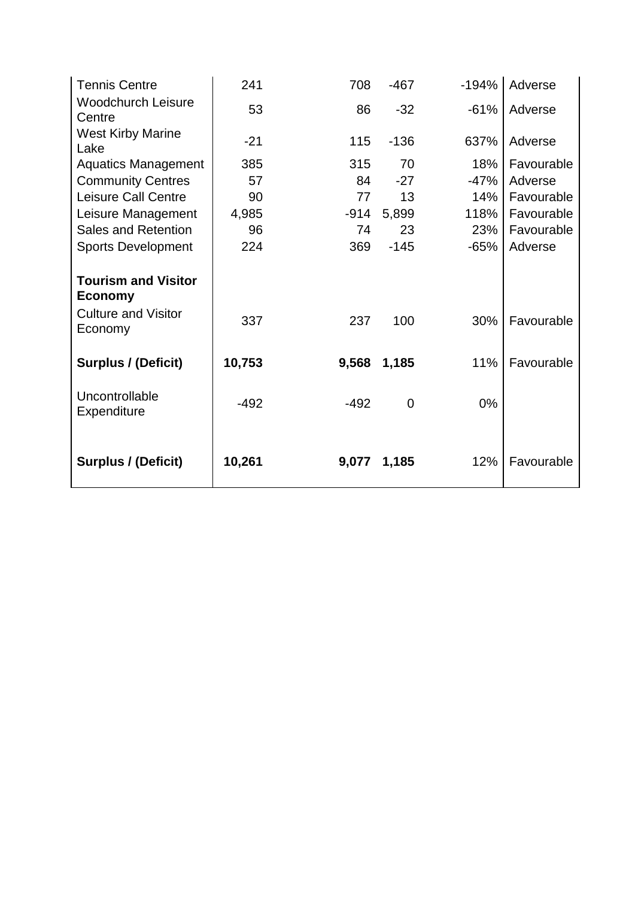| | | | | | |
|---|---|---|---|---|---|
| Tennis Centre | 241 | 708 | -467 | -194% | Adverse |
| Woodchurch Leisure Centre | 53 | 86 | -32 | -61% | Adverse |
| West Kirby Marine Lake | -21 | 115 | -136 | 637% | Adverse |
| Aquatics Management | 385 | 315 | 70 | 18% | Favourable |
| Community Centres | 57 | 84 | -27 | -47% | Adverse |
| Leisure Call Centre | 90 | 77 | 13 | 14% | Favourable |
| Leisure Management | 4,985 | -914 | 5,899 | 118% | Favourable |
| Sales and Retention | 96 | 74 | 23 | 23% | Favourable |
| Sports Development | 224 | 369 | -145 | -65% | Adverse |
| **Tourism and Visitor Economy** | | | | | |
| Culture and Visitor Economy | 337 | 237 | 100 | 30% | Favourable |
| **Surplus / (Deficit)** | **10,753** | **9,568** | **1,185** | 11% | Favourable |
| Uncontrollable Expenditure | -492 | -492 | 0 | 0% | |
| **Surplus / (Deficit)** | **10,261** | **9,077** | **1,185** | 12% | Favourable |